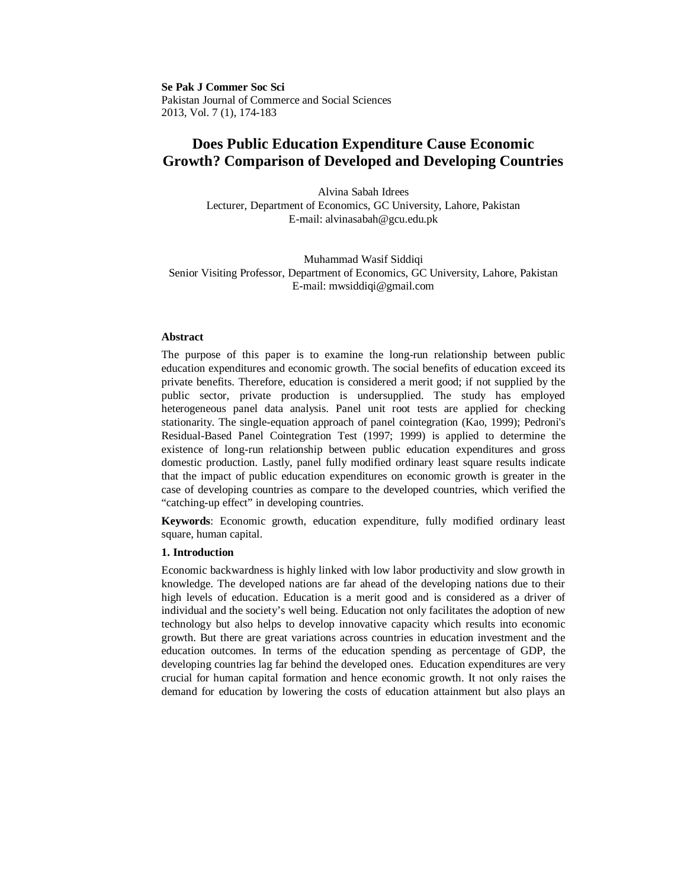**Se Pak J Commer Soc Sci**
Pakistan Journal of Commerce and Social Sciences
2013, Vol. 7 (1), 174-183

# Does Public Education Expenditure Cause Economic Growth? Comparison of Developed and Developing Countries

Alvina Sabah Idrees
Lecturer, Department of Economics, GC University, Lahore, Pakistan
E-mail: alvinasabah@gcu.edu.pk

Muhammad Wasif Siddiqi
Senior Visiting Professor, Department of Economics, GC University, Lahore, Pakistan
E-mail: mwsiddiqi@gmail.com

## Abstract

The purpose of this paper is to examine the long-run relationship between public education expenditures and economic growth. The social benefits of education exceed its private benefits. Therefore, education is considered a merit good; if not supplied by the public sector, private production is undersupplied. The study has employed heterogeneous panel data analysis. Panel unit root tests are applied for checking stationarity. The single-equation approach of panel cointegration (Kao, 1999); Pedroni's Residual-Based Panel Cointegration Test (1997; 1999) is applied to determine the existence of long-run relationship between public education expenditures and gross domestic production. Lastly, panel fully modified ordinary least square results indicate that the impact of public education expenditures on economic growth is greater in the case of developing countries as compare to the developed countries, which verified the "catching-up effect" in developing countries.

**Keywords**: Economic growth, education expenditure, fully modified ordinary least square, human capital.

## 1. Introduction

Economic backwardness is highly linked with low labor productivity and slow growth in knowledge. The developed nations are far ahead of the developing nations due to their high levels of education. Education is a merit good and is considered as a driver of individual and the society's well being. Education not only facilitates the adoption of new technology but also helps to develop innovative capacity which results into economic growth. But there are great variations across countries in education investment and the education outcomes. In terms of the education spending as percentage of GDP, the developing countries lag far behind the developed ones. Education expenditures are very crucial for human capital formation and hence economic growth. It not only raises the demand for education by lowering the costs of education attainment but also plays an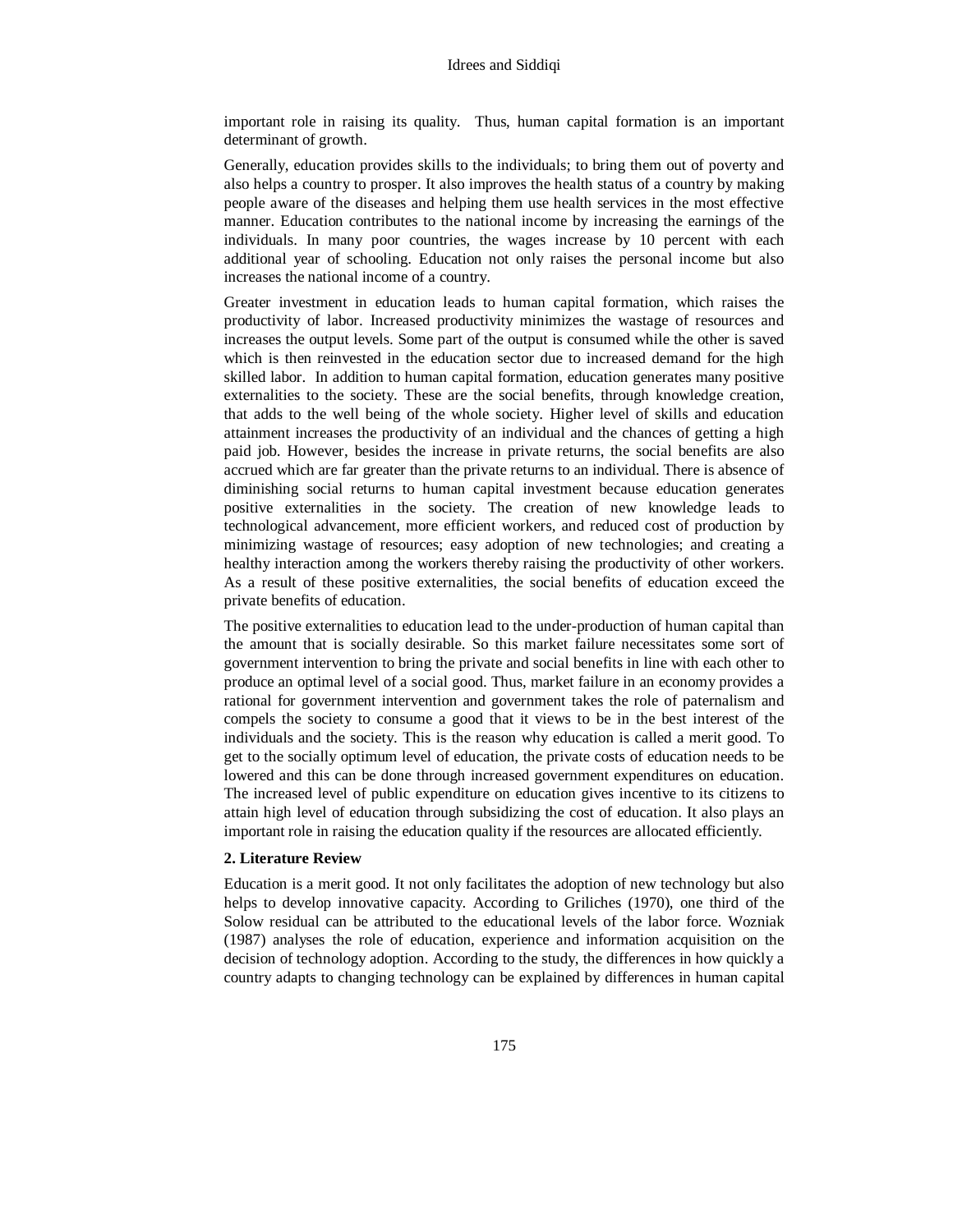important role in raising its quality. Thus, human capital formation is an important determinant of growth.

Generally, education provides skills to the individuals; to bring them out of poverty and also helps a country to prosper. It also improves the health status of a country by making people aware of the diseases and helping them use health services in the most effective manner. Education contributes to the national income by increasing the earnings of the individuals. In many poor countries, the wages increase by 10 percent with each additional year of schooling. Education not only raises the personal income but also increases the national income of a country.

Greater investment in education leads to human capital formation, which raises the productivity of labor. Increased productivity minimizes the wastage of resources and increases the output levels. Some part of the output is consumed while the other is saved which is then reinvested in the education sector due to increased demand for the high skilled labor. In addition to human capital formation, education generates many positive externalities to the society. These are the social benefits, through knowledge creation, that adds to the well being of the whole society. Higher level of skills and education attainment increases the productivity of an individual and the chances of getting a high paid job. However, besides the increase in private returns, the social benefits are also accrued which are far greater than the private returns to an individual. There is absence of diminishing social returns to human capital investment because education generates positive externalities in the society. The creation of new knowledge leads to technological advancement, more efficient workers, and reduced cost of production by minimizing wastage of resources; easy adoption of new technologies; and creating a healthy interaction among the workers thereby raising the productivity of other workers. As a result of these positive externalities, the social benefits of education exceed the private benefits of education.

The positive externalities to education lead to the under-production of human capital than the amount that is socially desirable. So this market failure necessitates some sort of government intervention to bring the private and social benefits in line with each other to produce an optimal level of a social good. Thus, market failure in an economy provides a rational for government intervention and government takes the role of paternalism and compels the society to consume a good that it views to be in the best interest of the individuals and the society. This is the reason why education is called a merit good. To get to the socially optimum level of education, the private costs of education needs to be lowered and this can be done through increased government expenditures on education. The increased level of public expenditure on education gives incentive to its citizens to attain high level of education through subsidizing the cost of education. It also plays an important role in raising the education quality if the resources are allocated efficiently.

## 2. Literature Review

Education is a merit good. It not only facilitates the adoption of new technology but also helps to develop innovative capacity. According to Griliches (1970), one third of the Solow residual can be attributed to the educational levels of the labor force. Wozniak (1987) analyses the role of education, experience and information acquisition on the decision of technology adoption. According to the study, the differences in how quickly a country adapts to changing technology can be explained by differences in human capital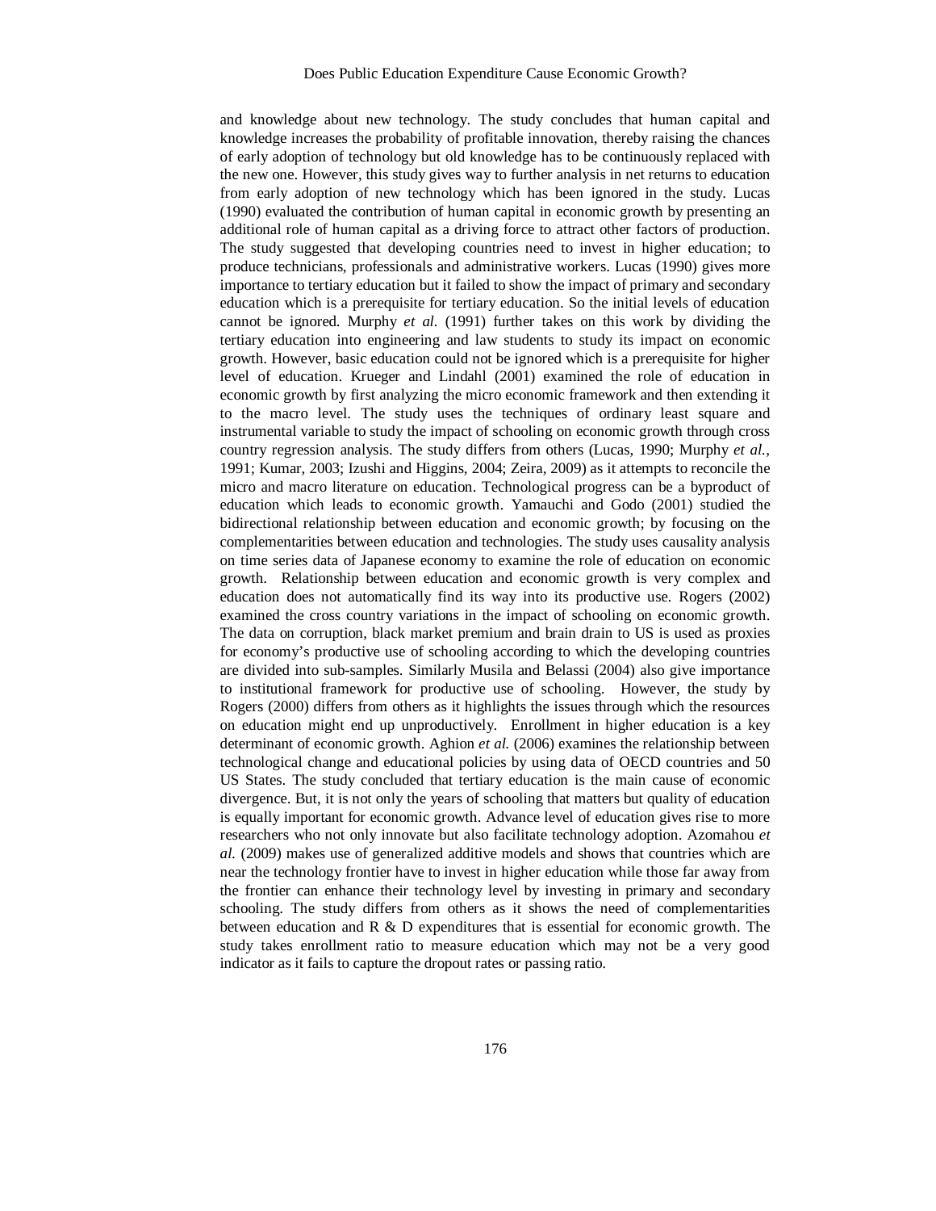and knowledge about new technology. The study concludes that human capital and knowledge increases the probability of profitable innovation, thereby raising the chances of early adoption of technology but old knowledge has to be continuously replaced with the new one. However, this study gives way to further analysis in net returns to education from early adoption of new technology which has been ignored in the study. Lucas (1990) evaluated the contribution of human capital in economic growth by presenting an additional role of human capital as a driving force to attract other factors of production. The study suggested that developing countries need to invest in higher education; to produce technicians, professionals and administrative workers. Lucas (1990) gives more importance to tertiary education but it failed to show the impact of primary and secondary education which is a prerequisite for tertiary education. So the initial levels of education cannot be ignored. Murphy *et al.* (1991) further takes on this work by dividing the tertiary education into engineering and law students to study its impact on economic growth. However, basic education could not be ignored which is a prerequisite for higher level of education. Krueger and Lindahl (2001) examined the role of education in economic growth by first analyzing the micro economic framework and then extending it to the macro level. The study uses the techniques of ordinary least square and instrumental variable to study the impact of schooling on economic growth through cross country regression analysis. The study differs from others (Lucas, 1990; Murphy *et al.*, 1991; Kumar, 2003; Izushi and Higgins, 2004; Zeira, 2009) as it attempts to reconcile the micro and macro literature on education. Technological progress can be a byproduct of education which leads to economic growth. Yamauchi and Godo (2001) studied the bidirectional relationship between education and economic growth; by focusing on the complementarities between education and technologies. The study uses causality analysis on time series data of Japanese economy to examine the role of education on economic growth. Relationship between education and economic growth is very complex and education does not automatically find its way into its productive use. Rogers (2002) examined the cross country variations in the impact of schooling on economic growth. The data on corruption, black market premium and brain drain to US is used as proxies for economy's productive use of schooling according to which the developing countries are divided into sub-samples. Similarly Musila and Belassi (2004) also give importance to institutional framework for productive use of schooling. However, the study by Rogers (2000) differs from others as it highlights the issues through which the resources on education might end up unproductively. Enrollment in higher education is a key determinant of economic growth. Aghion *et al.* (2006) examines the relationship between technological change and educational policies by using data of OECD countries and 50 US States. The study concluded that tertiary education is the main cause of economic divergence. But, it is not only the years of schooling that matters but quality of education is equally important for economic growth. Advance level of education gives rise to more researchers who not only innovate but also facilitate technology adoption. Azomahou *et al.* (2009) makes use of generalized additive models and shows that countries which are near the technology frontier have to invest in higher education while those far away from the frontier can enhance their technology level by investing in primary and secondary schooling. The study differs from others as it shows the need of complementarities between education and R & D expenditures that is essential for economic growth. The study takes enrollment ratio to measure education which may not be a very good indicator as it fails to capture the dropout rates or passing ratio.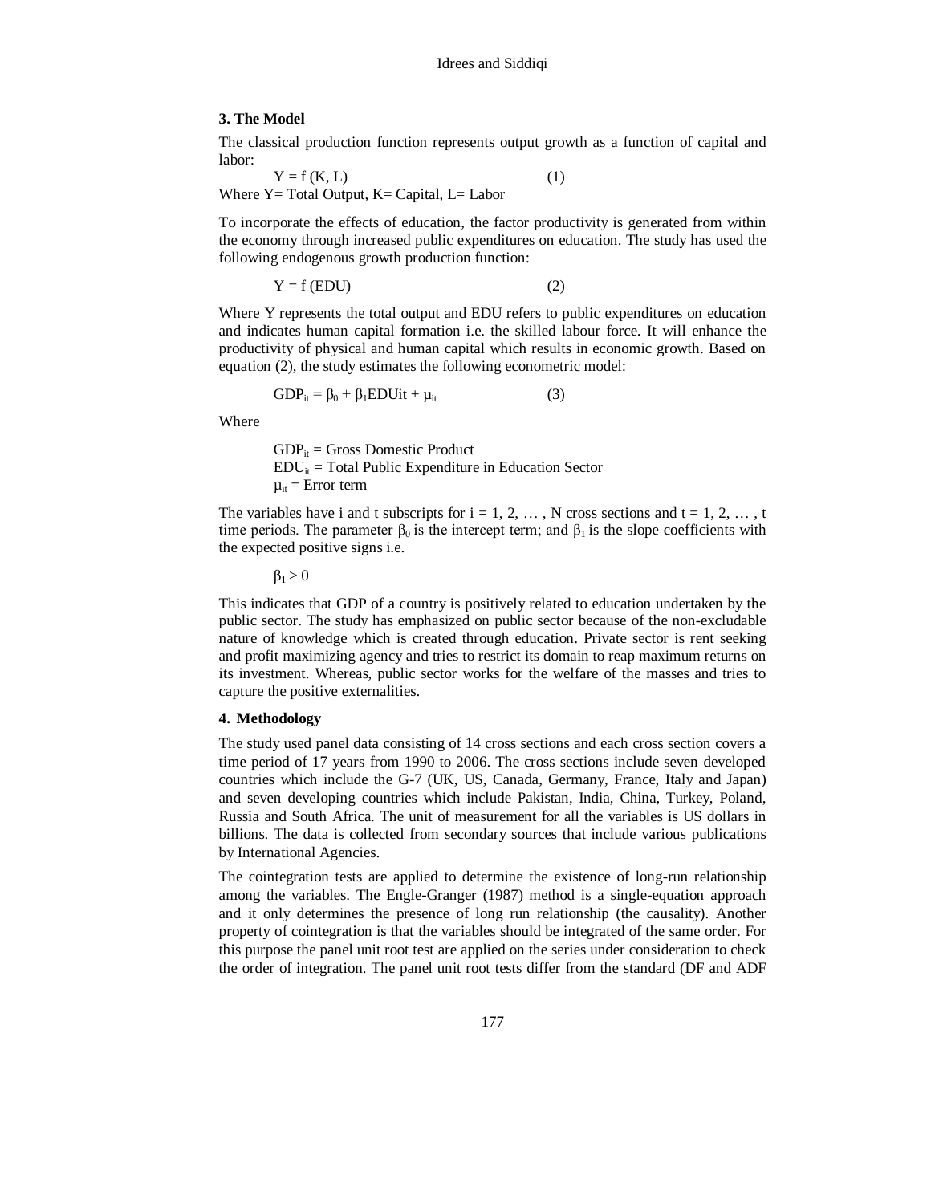## 3. The Model

The classical production function represents output growth as a function of capital and labor:

$$Y = f(K, L) \qquad (1)$$

Where Y= Total Output, K= Capital, L= Labor

To incorporate the effects of education, the factor productivity is generated from within the economy through increased public expenditures on education. The study has used the following endogenous growth production function:

$$Y = f(EDU) \qquad (2)$$

Where Y represents the total output and EDU refers to public expenditures on education and indicates human capital formation i.e. the skilled labour force. It will enhance the productivity of physical and human capital which results in economic growth. Based on equation (2), the study estimates the following econometric model:

$$GDP_{it} = \beta_0 + \beta_1 EDUit + \mu_{it} \qquad (3)$$

Where

$GDP_{it}$ = Gross Domestic Product
$EDU_{it}$ = Total Public Expenditure in Education Sector
$\mu_{it}$ = Error term

The variables have i and t subscripts for i = 1, 2, … , N cross sections and t = 1, 2, … , t time periods. The parameter $\beta_0$ is the intercept term; and $\beta_1$ is the slope coefficients with the expected positive signs i.e.

$$\beta_1 > 0$$

This indicates that GDP of a country is positively related to education undertaken by the public sector. The study has emphasized on public sector because of the non-excludable nature of knowledge which is created through education. Private sector is rent seeking and profit maximizing agency and tries to restrict its domain to reap maximum returns on its investment. Whereas, public sector works for the welfare of the masses and tries to capture the positive externalities.

## 4. Methodology

The study used panel data consisting of 14 cross sections and each cross section covers a time period of 17 years from 1990 to 2006. The cross sections include seven developed countries which include the G-7 (UK, US, Canada, Germany, France, Italy and Japan) and seven developing countries which include Pakistan, India, China, Turkey, Poland, Russia and South Africa. The unit of measurement for all the variables is US dollars in billions. The data is collected from secondary sources that include various publications by International Agencies.

The cointegration tests are applied to determine the existence of long-run relationship among the variables. The Engle-Granger (1987) method is a single-equation approach and it only determines the presence of long run relationship (the causality). Another property of cointegration is that the variables should be integrated of the same order. For this purpose the panel unit root test are applied on the series under consideration to check the order of integration. The panel unit root tests differ from the standard (DF and ADF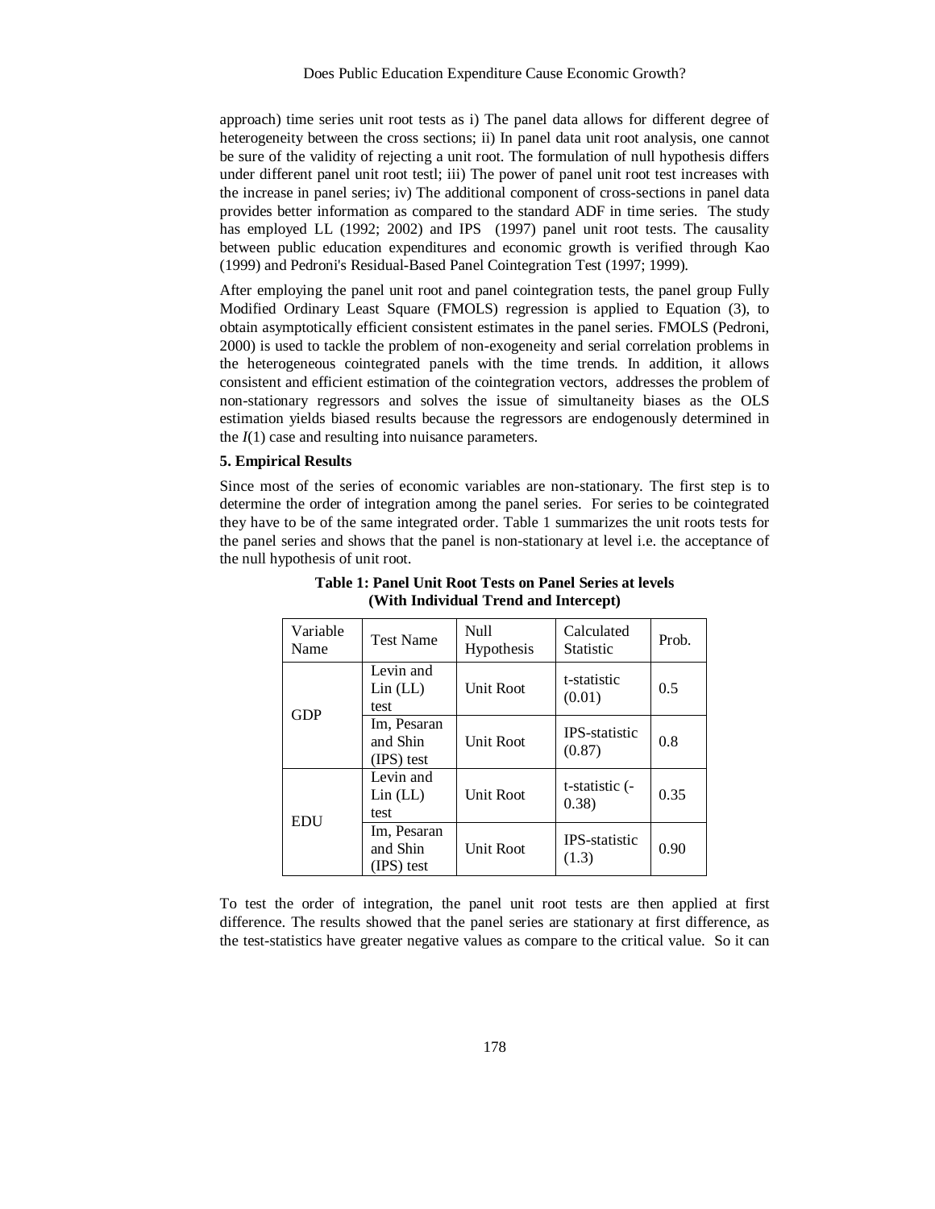approach) time series unit root tests as i) The panel data allows for different degree of heterogeneity between the cross sections; ii) In panel data unit root analysis, one cannot be sure of the validity of rejecting a unit root. The formulation of null hypothesis differs under different panel unit root testl; iii) The power of panel unit root test increases with the increase in panel series; iv) The additional component of cross-sections in panel data provides better information as compared to the standard ADF in time series. The study has employed LL (1992; 2002) and IPS (1997) panel unit root tests. The causality between public education expenditures and economic growth is verified through Kao (1999) and Pedroni's Residual-Based Panel Cointegration Test (1997; 1999).

After employing the panel unit root and panel cointegration tests, the panel group Fully Modified Ordinary Least Square (FMOLS) regression is applied to Equation (3), to obtain asymptotically efficient consistent estimates in the panel series. FMOLS (Pedroni, 2000) is used to tackle the problem of non-exogeneity and serial correlation problems in the heterogeneous cointegrated panels with the time trends. In addition, it allows consistent and efficient estimation of the cointegration vectors, addresses the problem of non-stationary regressors and solves the issue of simultaneity biases as the OLS estimation yields biased results because the regressors are endogenously determined in the *I*(1) case and resulting into nuisance parameters.

### 5. Empirical Results

Since most of the series of economic variables are non-stationary. The first step is to determine the order of integration among the panel series. For series to be cointegrated they have to be of the same integrated order. Table 1 summarizes the unit roots tests for the panel series and shows that the panel is non-stationary at level i.e. the acceptance of the null hypothesis of unit root.

**Table 1: Panel Unit Root Tests on Panel Series at levels (With Individual Trend and Intercept)**

| Variable Name | Test Name | Null Hypothesis | Calculated Statistic | Prob. |
|---|---|---|---|---|
| GDP | Levin and Lin (LL) test | Unit Root | t-statistic (0.01) | 0.5 |
| | Im, Pesaran and Shin (IPS) test | Unit Root | IPS-statistic (0.87) | 0.8 |
| EDU | Levin and Lin (LL) test | Unit Root | t-statistic (-0.38) | 0.35 |
| | Im, Pesaran and Shin (IPS) test | Unit Root | IPS-statistic (1.3) | 0.90 |

To test the order of integration, the panel unit root tests are then applied at first difference. The results showed that the panel series are stationary at first difference, as the test-statistics have greater negative values as compare to the critical value. So it can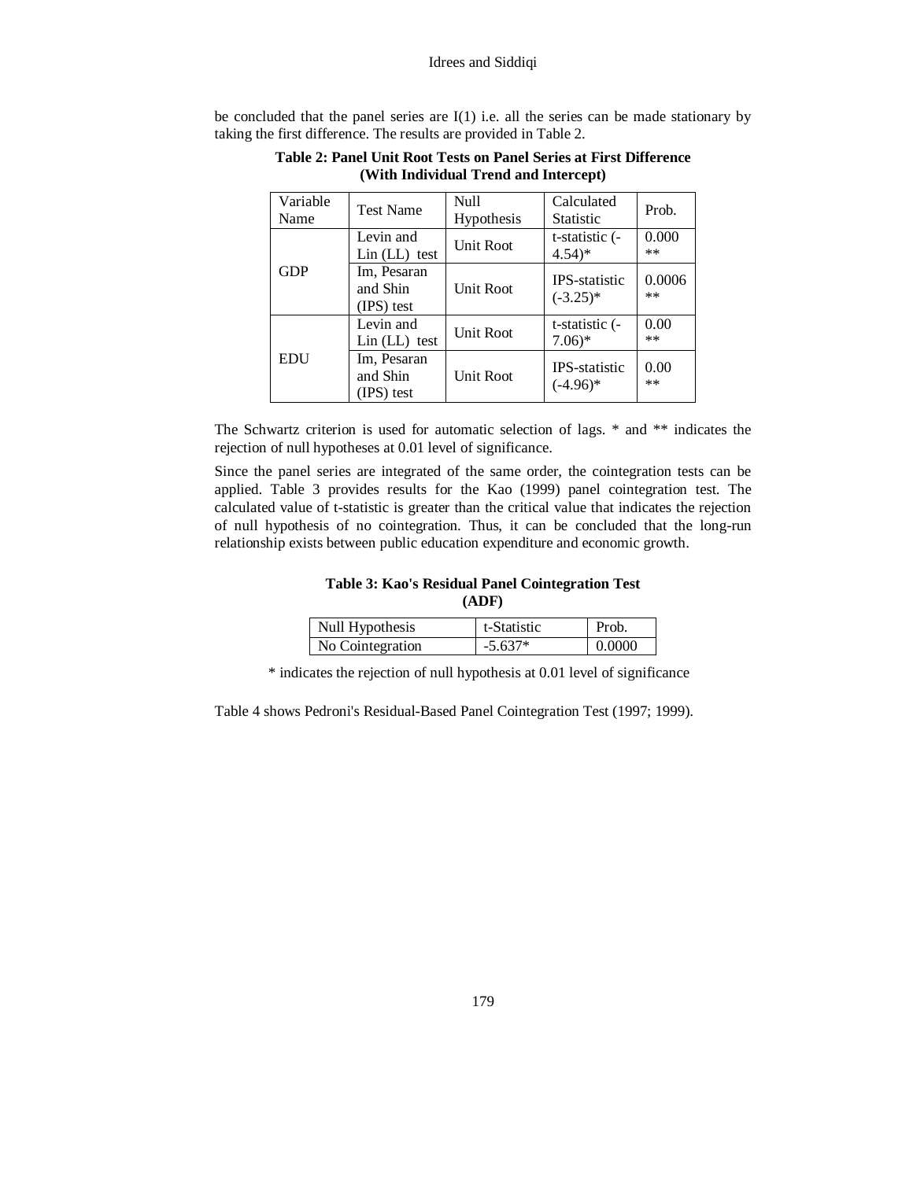be concluded that the panel series are I(1) i.e. all the series can be made stationary by taking the first difference. The results are provided in Table 2.

**Table 2: Panel Unit Root Tests on Panel Series at First Difference (With Individual Trend and Intercept)**

| Variable Name | Test Name | Null Hypothesis | Calculated Statistic | Prob. |
|---|---|---|---|---|
| GDP | Levin and Lin (LL) test | Unit Root | t-statistic (-4.54)* | 0.000 ** |
| | Im, Pesaran and Shin (IPS) test | Unit Root | IPS-statistic (-3.25)* | 0.0006 ** |
| EDU | Levin and Lin (LL) test | Unit Root | t-statistic (-7.06)* | 0.00 ** |
| | Im, Pesaran and Shin (IPS) test | Unit Root | IPS-statistic (-4.96)* | 0.00 ** |

The Schwartz criterion is used for automatic selection of lags. * and ** indicates the rejection of null hypotheses at 0.01 level of significance.

Since the panel series are integrated of the same order, the cointegration tests can be applied. Table 3 provides results for the Kao (1999) panel cointegration test. The calculated value of t-statistic is greater than the critical value that indicates the rejection of null hypothesis of no cointegration. Thus, it can be concluded that the long-run relationship exists between public education expenditure and economic growth.

**Table 3: Kao's Residual Panel Cointegration Test (ADF)**

| Null Hypothesis | t-Statistic | Prob. |
|---|---|---|
| No Cointegration | -5.637* | 0.0000 |

* indicates the rejection of null hypothesis at 0.01 level of significance

Table 4 shows Pedroni's Residual-Based Panel Cointegration Test (1997; 1999).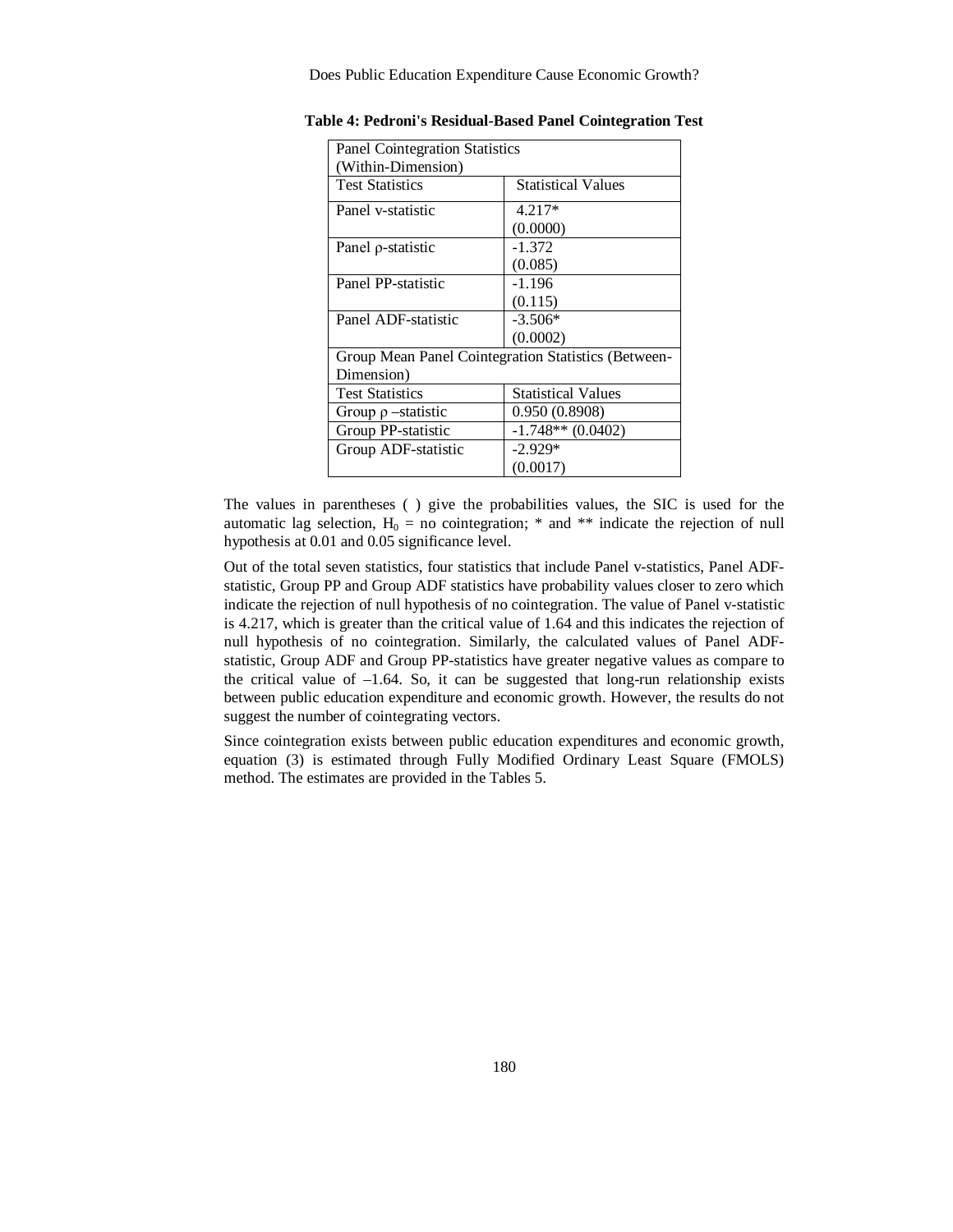**Table 4: Pedroni's Residual-Based Panel Cointegration Test**

| Panel Cointegration Statistics (Within-Dimension) | |
|---|---|
| Test Statistics | Statistical Values |
| Panel v-statistic | 4.217* (0.0000) |
| Panel ρ-statistic | -1.372 (0.085) |
| Panel PP-statistic | -1.196 (0.115) |
| Panel ADF-statistic | -3.506* (0.0002) |
| Group Mean Panel Cointegration Statistics (Between-Dimension) | |
| Test Statistics | Statistical Values |
| Group ρ –statistic | 0.950 (0.8908) |
| Group PP-statistic | -1.748** (0.0402) |
| Group ADF-statistic | -2.929* (0.0017) |

The values in parentheses ( ) give the probabilities values, the SIC is used for the automatic lag selection, $H_0$ = no cointegration; * and ** indicate the rejection of null hypothesis at 0.01 and 0.05 significance level.

Out of the total seven statistics, four statistics that include Panel v-statistics, Panel ADF-statistic, Group PP and Group ADF statistics have probability values closer to zero which indicate the rejection of null hypothesis of no cointegration. The value of Panel v-statistic is 4.217, which is greater than the critical value of 1.64 and this indicates the rejection of null hypothesis of no cointegration. Similarly, the calculated values of Panel ADF-statistic, Group ADF and Group PP-statistics have greater negative values as compare to the critical value of –1.64. So, it can be suggested that long-run relationship exists between public education expenditure and economic growth. However, the results do not suggest the number of cointegrating vectors.

Since cointegration exists between public education expenditures and economic growth, equation (3) is estimated through Fully Modified Ordinary Least Square (FMOLS) method. The estimates are provided in the Tables 5.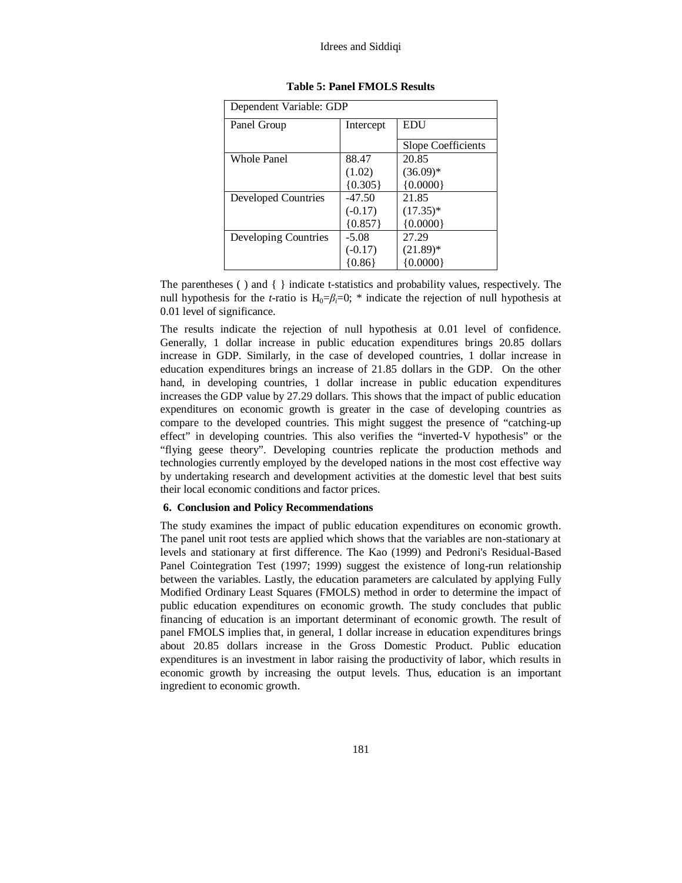**Table 5: Panel FMOLS Results**

| Dependent Variable: GDP | | |
|---|---|---|
| Panel Group | Intercept | EDU<br>Slope Coefficients |
| Whole Panel | 88.47<br>(1.02)<br>{0.305} | 20.85<br>(36.09)*<br>{0.0000} |
| Developed Countries | -47.50<br>(-0.17)<br>{0.857} | 21.85<br>(17.35)*<br>{0.0000} |
| Developing Countries | -5.08<br>(-0.17)<br>{0.86} | 27.29<br>(21.89)*<br>{0.0000} |

The parentheses ( ) and { } indicate t-statistics and probability values, respectively. The null hypothesis for the *t*-ratio is $H_0 = \beta_i = 0$; * indicate the rejection of null hypothesis at 0.01 level of significance.

The results indicate the rejection of null hypothesis at 0.01 level of confidence. Generally, 1 dollar increase in public education expenditures brings 20.85 dollars increase in GDP. Similarly, in the case of developed countries, 1 dollar increase in education expenditures brings an increase of 21.85 dollars in the GDP. On the other hand, in developing countries, 1 dollar increase in public education expenditures increases the GDP value by 27.29 dollars. This shows that the impact of public education expenditures on economic growth is greater in the case of developing countries as compare to the developed countries. This might suggest the presence of "catching-up effect" in developing countries. This also verifies the "inverted-V hypothesis" or the "flying geese theory". Developing countries replicate the production methods and technologies currently employed by the developed nations in the most cost effective way by undertaking research and development activities at the domestic level that best suits their local economic conditions and factor prices.

## 6. Conclusion and Policy Recommendations

The study examines the impact of public education expenditures on economic growth. The panel unit root tests are applied which shows that the variables are non-stationary at levels and stationary at first difference. The Kao (1999) and Pedroni's Residual-Based Panel Cointegration Test (1997; 1999) suggest the existence of long-run relationship between the variables. Lastly, the education parameters are calculated by applying Fully Modified Ordinary Least Squares (FMOLS) method in order to determine the impact of public education expenditures on economic growth. The study concludes that public financing of education is an important determinant of economic growth. The result of panel FMOLS implies that, in general, 1 dollar increase in education expenditures brings about 20.85 dollars increase in the Gross Domestic Product. Public education expenditures is an investment in labor raising the productivity of labor, which results in economic growth by increasing the output levels. Thus, education is an important ingredient to economic growth.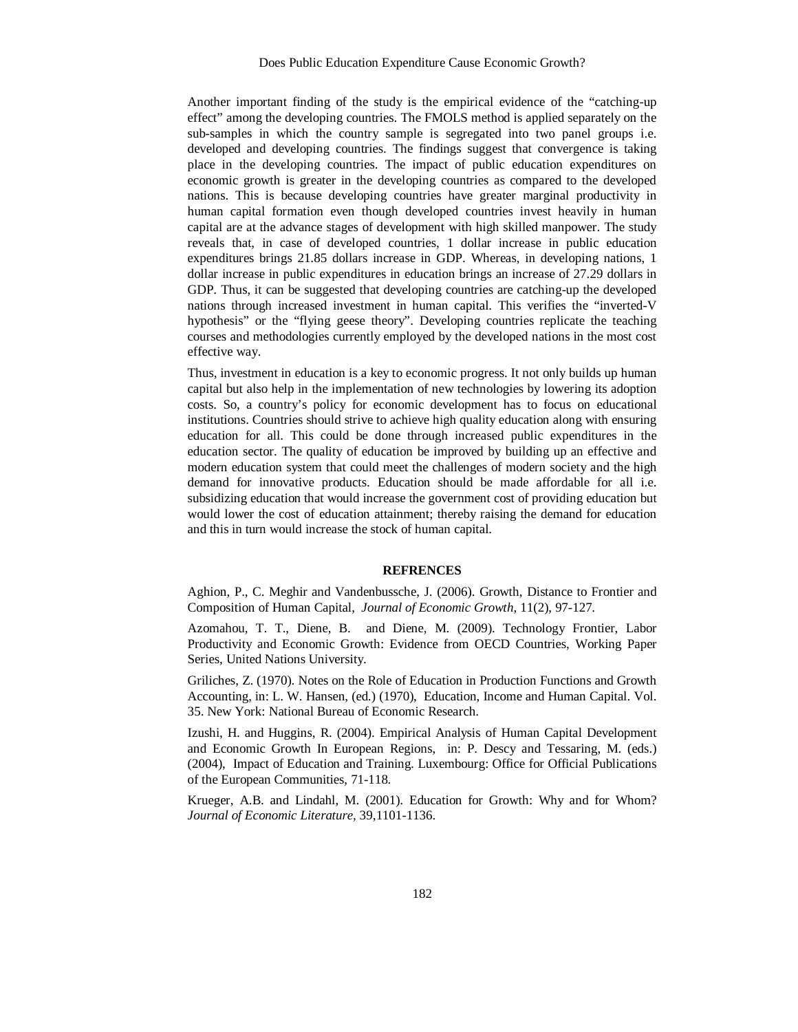Another important finding of the study is the empirical evidence of the "catching-up effect" among the developing countries. The FMOLS method is applied separately on the sub-samples in which the country sample is segregated into two panel groups i.e. developed and developing countries. The findings suggest that convergence is taking place in the developing countries. The impact of public education expenditures on economic growth is greater in the developing countries as compared to the developed nations. This is because developing countries have greater marginal productivity in human capital formation even though developed countries invest heavily in human capital are at the advance stages of development with high skilled manpower. The study reveals that, in case of developed countries, 1 dollar increase in public education expenditures brings 21.85 dollars increase in GDP. Whereas, in developing nations, 1 dollar increase in public expenditures in education brings an increase of 27.29 dollars in GDP. Thus, it can be suggested that developing countries are catching-up the developed nations through increased investment in human capital. This verifies the "inverted-V hypothesis" or the "flying geese theory". Developing countries replicate the teaching courses and methodologies currently employed by the developed nations in the most cost effective way.

Thus, investment in education is a key to economic progress. It not only builds up human capital but also help in the implementation of new technologies by lowering its adoption costs. So, a country's policy for economic development has to focus on educational institutions. Countries should strive to achieve high quality education along with ensuring education for all. This could be done through increased public expenditures in the education sector. The quality of education be improved by building up an effective and modern education system that could meet the challenges of modern society and the high demand for innovative products. Education should be made affordable for all i.e. subsidizing education that would increase the government cost of providing education but would lower the cost of education attainment; thereby raising the demand for education and this in turn would increase the stock of human capital.

## REFRENCES

Aghion, P., C. Meghir and Vandenbussche, J. (2006). Growth, Distance to Frontier and Composition of Human Capital, *Journal of Economic Growth,* 11(2), 97-127.

Azomahou, T. T., Diene, B. and Diene, M. (2009). Technology Frontier, Labor Productivity and Economic Growth: Evidence from OECD Countries, Working Paper Series, United Nations University.

Griliches, Z. (1970). Notes on the Role of Education in Production Functions and Growth Accounting, in: L. W. Hansen, (ed.) (1970), Education, Income and Human Capital. Vol. 35. New York: National Bureau of Economic Research.

Izushi, H. and Huggins, R. (2004). Empirical Analysis of Human Capital Development and Economic Growth In European Regions, in: P. Descy and Tessaring, M. (eds.) (2004), Impact of Education and Training. Luxembourg: Office for Official Publications of the European Communities, 71-118.

Krueger, A.B. and Lindahl, M. (2001). Education for Growth: Why and for Whom? *Journal of Economic Literature,* 39,1101-1136.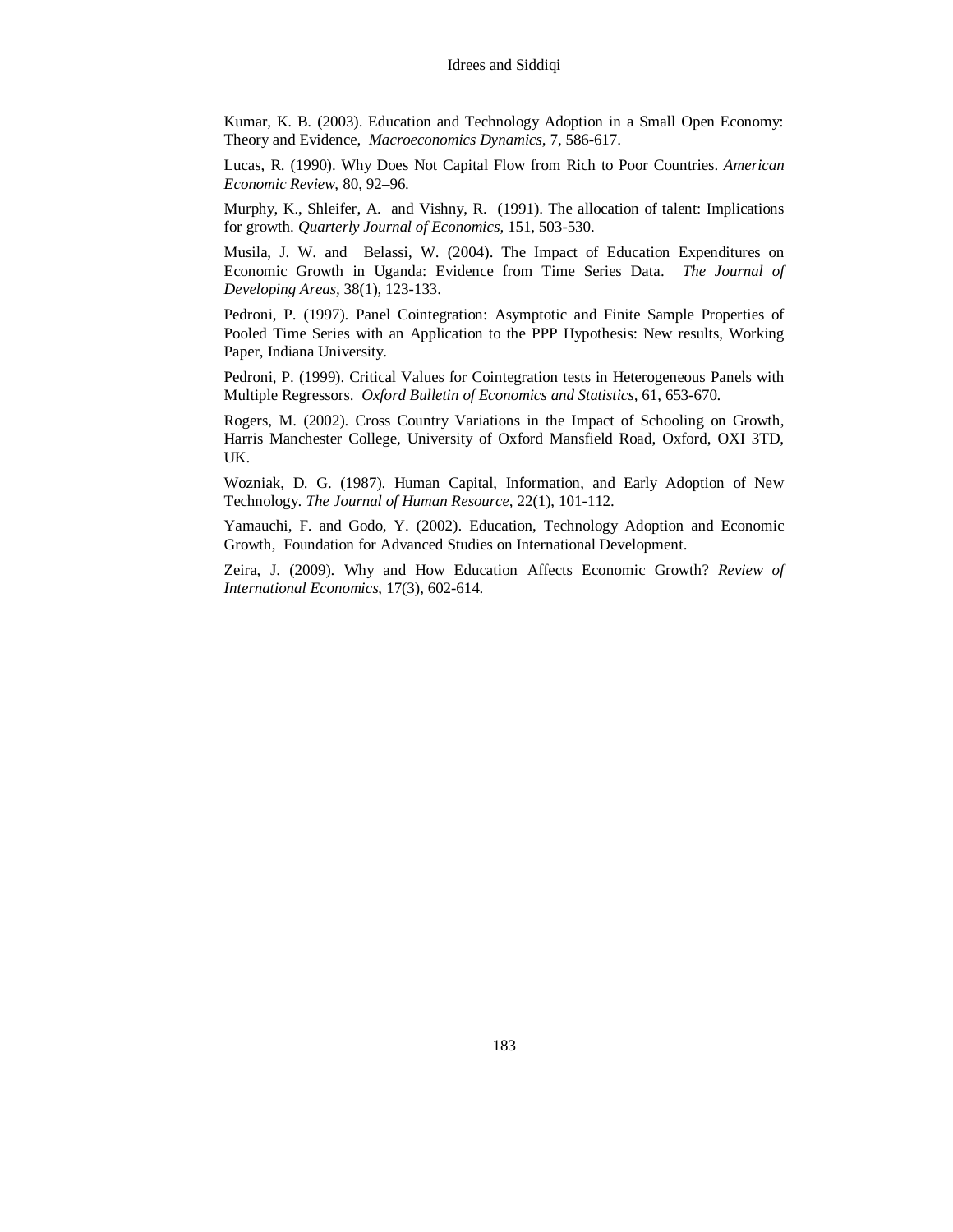Kumar, K. B. (2003). Education and Technology Adoption in a Small Open Economy: Theory and Evidence, *Macroeconomics Dynamics,* 7, 586-617.

Lucas, R. (1990). Why Does Not Capital Flow from Rich to Poor Countries. *American Economic Review*, 80, 92–96.

Murphy, K., Shleifer, A. and Vishny, R. (1991). The allocation of talent: Implications for growth. *Quarterly Journal of Economics,* 151, 503-530.

Musila, J. W. and Belassi, W. (2004). The Impact of Education Expenditures on Economic Growth in Uganda: Evidence from Time Series Data. *The Journal of Developing Areas*, 38(1), 123-133.

Pedroni, P. (1997). Panel Cointegration: Asymptotic and Finite Sample Properties of Pooled Time Series with an Application to the PPP Hypothesis: New results, Working Paper, Indiana University.

Pedroni, P. (1999). Critical Values for Cointegration tests in Heterogeneous Panels with Multiple Regressors. *Oxford Bulletin of Economics and Statistics*, 61, 653-670.

Rogers, M. (2002). Cross Country Variations in the Impact of Schooling on Growth, Harris Manchester College, University of Oxford Mansfield Road, Oxford, OXI 3TD, UK.

Wozniak, D. G. (1987). Human Capital, Information, and Early Adoption of New Technology. *The Journal of Human Resource,* 22(1), 101-112.

Yamauchi, F. and Godo, Y. (2002). Education, Technology Adoption and Economic Growth, Foundation for Advanced Studies on International Development.

Zeira, J. (2009). Why and How Education Affects Economic Growth? *Review of International Economics*, 17(3), 602-614.